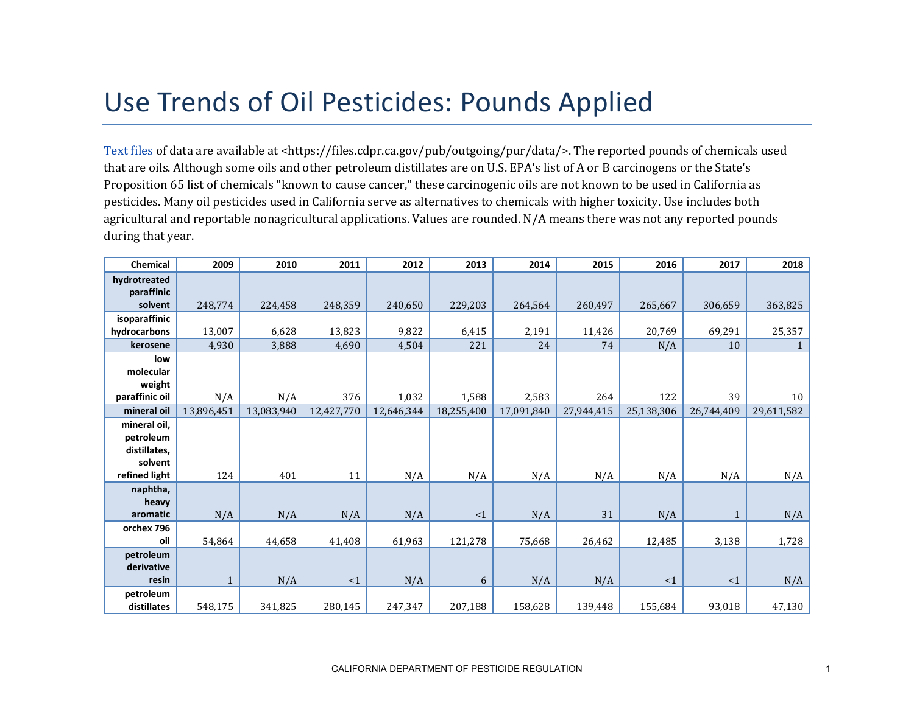# Use Trends of Oil Pesticides: Pounds Applied

Text files of data are available at <https://files.cdpr.ca.gov/pub/outgoing/pur/data/>. The reported pounds of chemicals used that are oils. Although some oils and other petroleum distillates are on U.S. EPA's list of A or B carcinogens or the State's Proposition 65 list of chemicals "known to cause cancer," these carcinogenic oils are not known to be used in California as pesticides. Many oil pesticides used in California serve as alternatives to chemicals with higher toxicity. Use includes both agricultural and reportable nonagricultural applications. Values are rounded. N/A means there was not any reported pounds during that year.

| Chemical | 2009 | 2010 | 2011 | 2012 | 2013 | 2014 | 2015 | 2016 | 2017 | 2018 |
|---|---|---|---|---|---|---|---|---|---|---|
| hydrotreated paraffinic solvent | 248,774 | 224,458 | 248,359 | 240,650 | 229,203 | 264,564 | 260,497 | 265,667 | 306,659 | 363,825 |
| isoparaffinic hydrocarbons | 13,007 | 6,628 | 13,823 | 9,822 | 6,415 | 2,191 | 11,426 | 20,769 | 69,291 | 25,357 |
| kerosene | 4,930 | 3,888 | 4,690 | 4,504 | 221 | 24 | 74 | N/A | 10 | 1 |
| low molecular weight paraffinic oil | N/A | N/A | 376 | 1,032 | 1,588 | 2,583 | 264 | 122 | 39 | 10 |
| mineral oil | 13,896,451 | 13,083,940 | 12,427,770 | 12,646,344 | 18,255,400 | 17,091,840 | 27,944,415 | 25,138,306 | 26,744,409 | 29,611,582 |
| mineral oil, petroleum distillates, solvent refined light | 124 | 401 | 11 | N/A | N/A | N/A | N/A | N/A | N/A | N/A |
| naphtha, heavy aromatic | N/A | N/A | N/A | N/A | <1 | N/A | 31 | N/A | 1 | N/A |
| orchex 796 oil | 54,864 | 44,658 | 41,408 | 61,963 | 121,278 | 75,668 | 26,462 | 12,485 | 3,138 | 1,728 |
| petroleum derivative resin | 1 | N/A | <1 | N/A | 6 | N/A | N/A | <1 | <1 | N/A |
| petroleum distillates | 548,175 | 341,825 | 280,145 | 247,347 | 207,188 | 158,628 | 139,448 | 155,684 | 93,018 | 47,130 |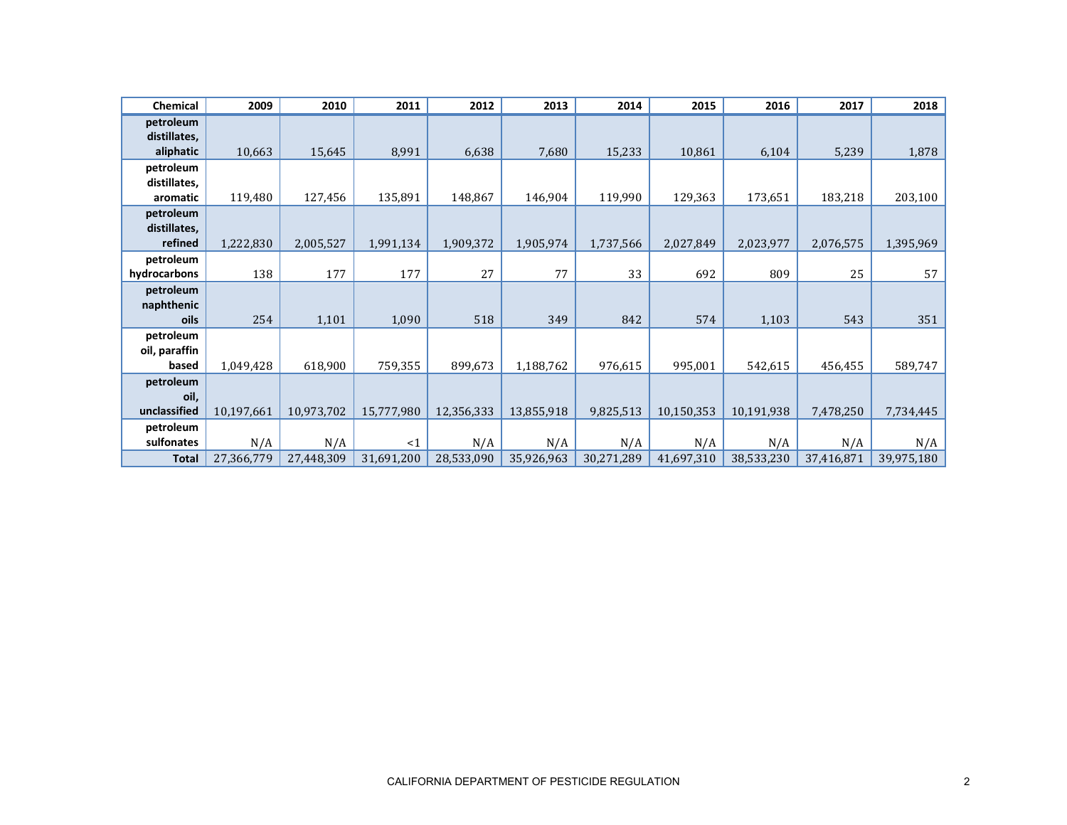| Chemical | 2009 | 2010 | 2011 | 2012 | 2013 | 2014 | 2015 | 2016 | 2017 | 2018 |
|---|---|---|---|---|---|---|---|---|---|---|
| petroleum distillates, aliphatic | 10,663 | 15,645 | 8,991 | 6,638 | 7,680 | 15,233 | 10,861 | 6,104 | 5,239 | 1,878 |
| petroleum distillates, aromatic | 119,480 | 127,456 | 135,891 | 148,867 | 146,904 | 119,990 | 129,363 | 173,651 | 183,218 | 203,100 |
| petroleum distillates, refined | 1,222,830 | 2,005,527 | 1,991,134 | 1,909,372 | 1,905,974 | 1,737,566 | 2,027,849 | 2,023,977 | 2,076,575 | 1,395,969 |
| petroleum hydrocarbons | 138 | 177 | 177 | 27 | 77 | 33 | 692 | 809 | 25 | 57 |
| petroleum naphthenic oils | 254 | 1,101 | 1,090 | 518 | 349 | 842 | 574 | 1,103 | 543 | 351 |
| petroleum oil, paraffin based | 1,049,428 | 618,900 | 759,355 | 899,673 | 1,188,762 | 976,615 | 995,001 | 542,615 | 456,455 | 589,747 |
| petroleum oil, unclassified | 10,197,661 | 10,973,702 | 15,777,980 | 12,356,333 | 13,855,918 | 9,825,513 | 10,150,353 | 10,191,938 | 7,478,250 | 7,734,445 |
| petroleum sulfonates | N/A | N/A | <1 | N/A | N/A | N/A | N/A | N/A | N/A | N/A |
| **Total** | 27,366,779 | 27,448,309 | 31,691,200 | 28,533,090 | 35,926,963 | 30,271,289 | 41,697,310 | 38,533,230 | 37,416,871 | 39,975,180 |

CALIFORNIA DEPARTMENT OF PESTICIDE REGULATION